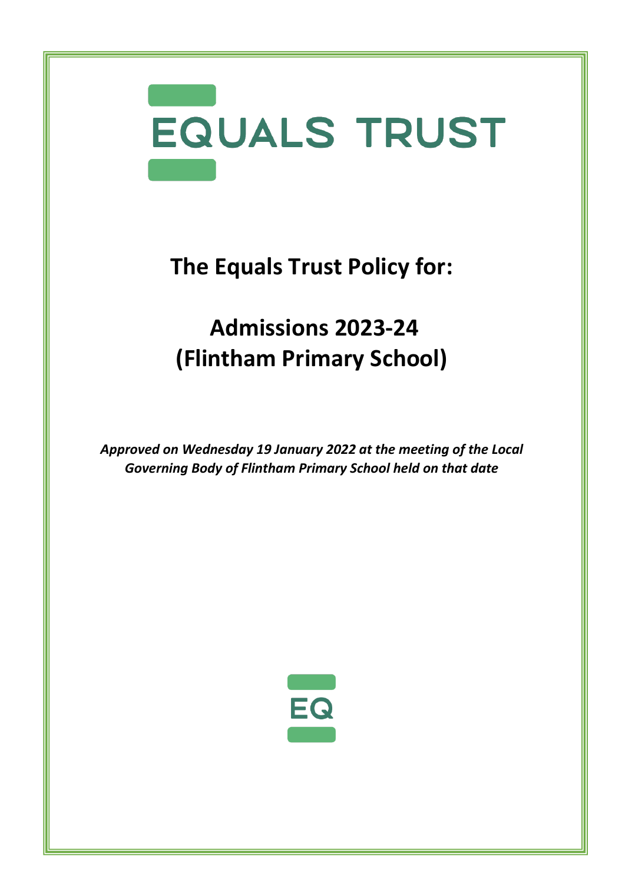EQUALS TRUST

# The Equals Trust Policy for:

# Admissions 2023-24 (Flintham Primary School)

***Approved on Wednesday 19 January 2022 at the meeting of the Local Governing Body of Flintham Primary School held on that date***

EQ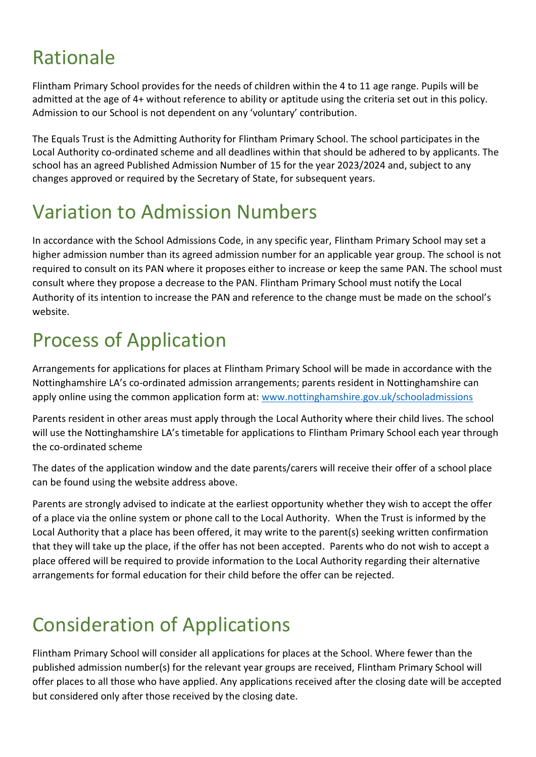# Rationale

Flintham Primary School provides for the needs of children within the 4 to 11 age range. Pupils will be admitted at the age of 4+ without reference to ability or aptitude using the criteria set out in this policy. Admission to our School is not dependent on any 'voluntary' contribution.

The Equals Trust is the Admitting Authority for Flintham Primary School. The school participates in the Local Authority co-ordinated scheme and all deadlines within that should be adhered to by applicants. The school has an agreed Published Admission Number of 15 for the year 2023/2024 and, subject to any changes approved or required by the Secretary of State, for subsequent years.

# Variation to Admission Numbers

In accordance with the School Admissions Code, in any specific year, Flintham Primary School may set a higher admission number than its agreed admission number for an applicable year group. The school is not required to consult on its PAN where it proposes either to increase or keep the same PAN. The school must consult where they propose a decrease to the PAN. Flintham Primary School must notify the Local Authority of its intention to increase the PAN and reference to the change must be made on the school's website.

# Process of Application

Arrangements for applications for places at Flintham Primary School will be made in accordance with the Nottinghamshire LA's co-ordinated admission arrangements; parents resident in Nottinghamshire can apply online using the common application form at: www.nottinghamshire.gov.uk/schooladmissions

Parents resident in other areas must apply through the Local Authority where their child lives. The school will use the Nottinghamshire LA's timetable for applications to Flintham Primary School each year through the co-ordinated scheme

The dates of the application window and the date parents/carers will receive their offer of a school place can be found using the website address above.

Parents are strongly advised to indicate at the earliest opportunity whether they wish to accept the offer of a place via the online system or phone call to the Local Authority. When the Trust is informed by the Local Authority that a place has been offered, it may write to the parent(s) seeking written confirmation that they will take up the place, if the offer has not been accepted. Parents who do not wish to accept a place offered will be required to provide information to the Local Authority regarding their alternative arrangements for formal education for their child before the offer can be rejected.

# Consideration of Applications

Flintham Primary School will consider all applications for places at the School. Where fewer than the published admission number(s) for the relevant year groups are received, Flintham Primary School will offer places to all those who have applied. Any applications received after the closing date will be accepted but considered only after those received by the closing date.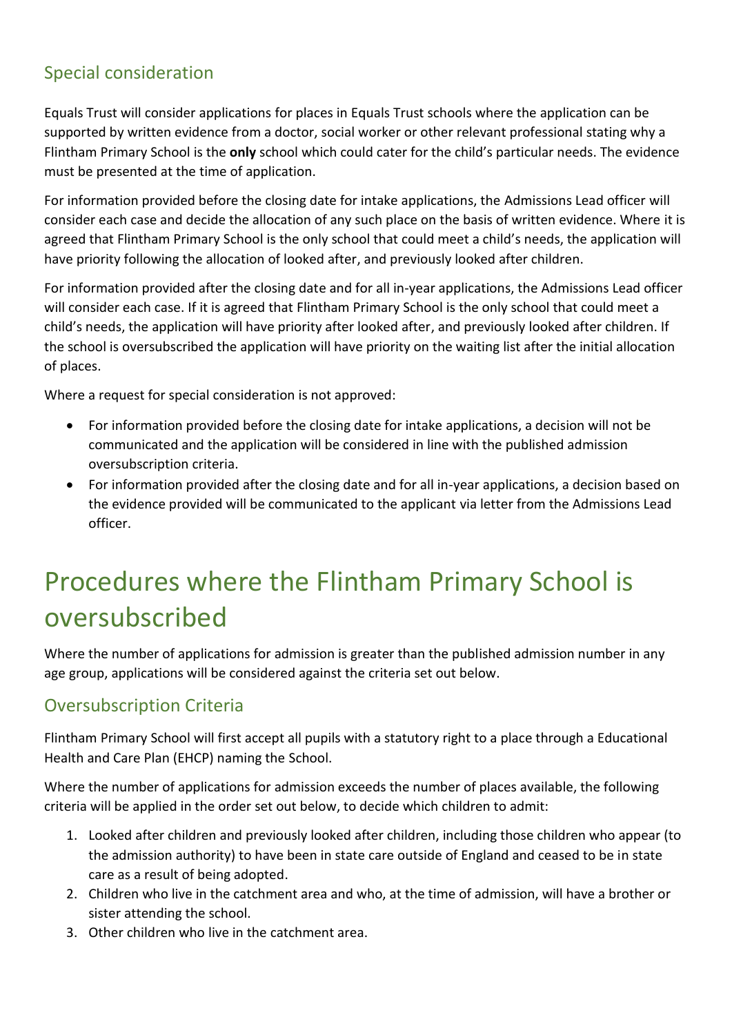## Special consideration

Equals Trust will consider applications for places in Equals Trust schools where the application can be supported by written evidence from a doctor, social worker or other relevant professional stating why a Flintham Primary School is the **only** school which could cater for the child's particular needs. The evidence must be presented at the time of application.

For information provided before the closing date for intake applications, the Admissions Lead officer will consider each case and decide the allocation of any such place on the basis of written evidence. Where it is agreed that Flintham Primary School is the only school that could meet a child's needs, the application will have priority following the allocation of looked after, and previously looked after children.

For information provided after the closing date and for all in-year applications, the Admissions Lead officer will consider each case. If it is agreed that Flintham Primary School is the only school that could meet a child's needs, the application will have priority after looked after, and previously looked after children. If the school is oversubscribed the application will have priority on the waiting list after the initial allocation of places.

Where a request for special consideration is not approved:

- For information provided before the closing date for intake applications, a decision will not be communicated and the application will be considered in line with the published admission oversubscription criteria.
- For information provided after the closing date and for all in-year applications, a decision based on the evidence provided will be communicated to the applicant via letter from the Admissions Lead officer.

# Procedures where the Flintham Primary School is oversubscribed

Where the number of applications for admission is greater than the published admission number in any age group, applications will be considered against the criteria set out below.

## Oversubscription Criteria

Flintham Primary School will first accept all pupils with a statutory right to a place through a Educational Health and Care Plan (EHCP) naming the School.

Where the number of applications for admission exceeds the number of places available, the following criteria will be applied in the order set out below, to decide which children to admit:

1. Looked after children and previously looked after children, including those children who appear (to the admission authority) to have been in state care outside of England and ceased to be in state care as a result of being adopted.
2. Children who live in the catchment area and who, at the time of admission, will have a brother or sister attending the school.
3. Other children who live in the catchment area.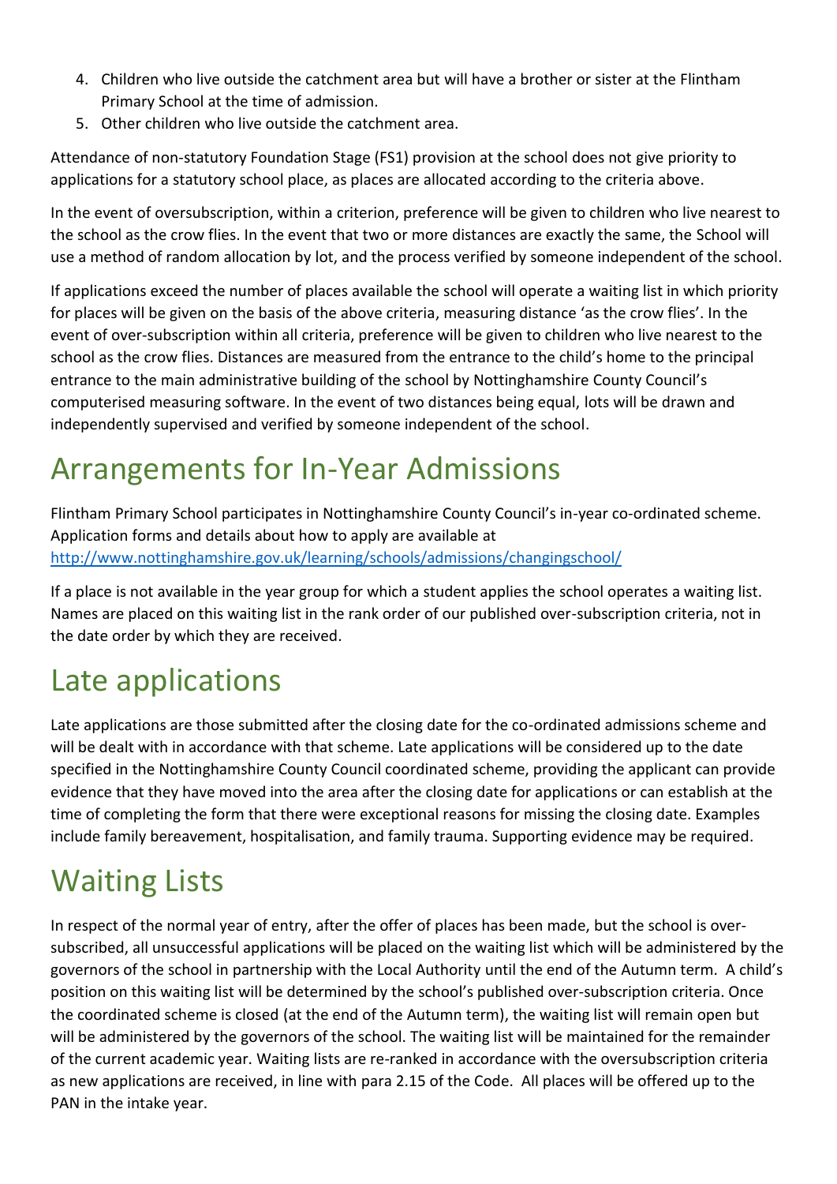4. Children who live outside the catchment area but will have a brother or sister at the Flintham Primary School at the time of admission.
5. Other children who live outside the catchment area.

Attendance of non-statutory Foundation Stage (FS1) provision at the school does not give priority to applications for a statutory school place, as places are allocated according to the criteria above.

In the event of oversubscription, within a criterion, preference will be given to children who live nearest to the school as the crow flies. In the event that two or more distances are exactly the same, the School will use a method of random allocation by lot, and the process verified by someone independent of the school.

If applications exceed the number of places available the school will operate a waiting list in which priority for places will be given on the basis of the above criteria, measuring distance 'as the crow flies'. In the event of over-subscription within all criteria, preference will be given to children who live nearest to the school as the crow flies. Distances are measured from the entrance to the child's home to the principal entrance to the main administrative building of the school by Nottinghamshire County Council's computerised measuring software. In the event of two distances being equal, lots will be drawn and independently supervised and verified by someone independent of the school.

# Arrangements for In-Year Admissions

Flintham Primary School participates in Nottinghamshire County Council's in-year co-ordinated scheme. Application forms and details about how to apply are available at [http://www.nottinghamshire.gov.uk/learning/schools/admissions/changingschool/](http://www.nottinghamshire.gov.uk/learning/schools/admissions/changingschool/)

If a place is not available in the year group for which a student applies the school operates a waiting list. Names are placed on this waiting list in the rank order of our published over-subscription criteria, not in the date order by which they are received.

# Late applications

Late applications are those submitted after the closing date for the co-ordinated admissions scheme and will be dealt with in accordance with that scheme. Late applications will be considered up to the date specified in the Nottinghamshire County Council coordinated scheme, providing the applicant can provide evidence that they have moved into the area after the closing date for applications or can establish at the time of completing the form that there were exceptional reasons for missing the closing date. Examples include family bereavement, hospitalisation, and family trauma. Supporting evidence may be required.

# Waiting Lists

In respect of the normal year of entry, after the offer of places has been made, but the school is over-subscribed, all unsuccessful applications will be placed on the waiting list which will be administered by the governors of the school in partnership with the Local Authority until the end of the Autumn term. A child's position on this waiting list will be determined by the school's published over-subscription criteria. Once the coordinated scheme is closed (at the end of the Autumn term), the waiting list will remain open but will be administered by the governors of the school. The waiting list will be maintained for the remainder of the current academic year. Waiting lists are re-ranked in accordance with the oversubscription criteria as new applications are received, in line with para 2.15 of the Code. All places will be offered up to the PAN in the intake year.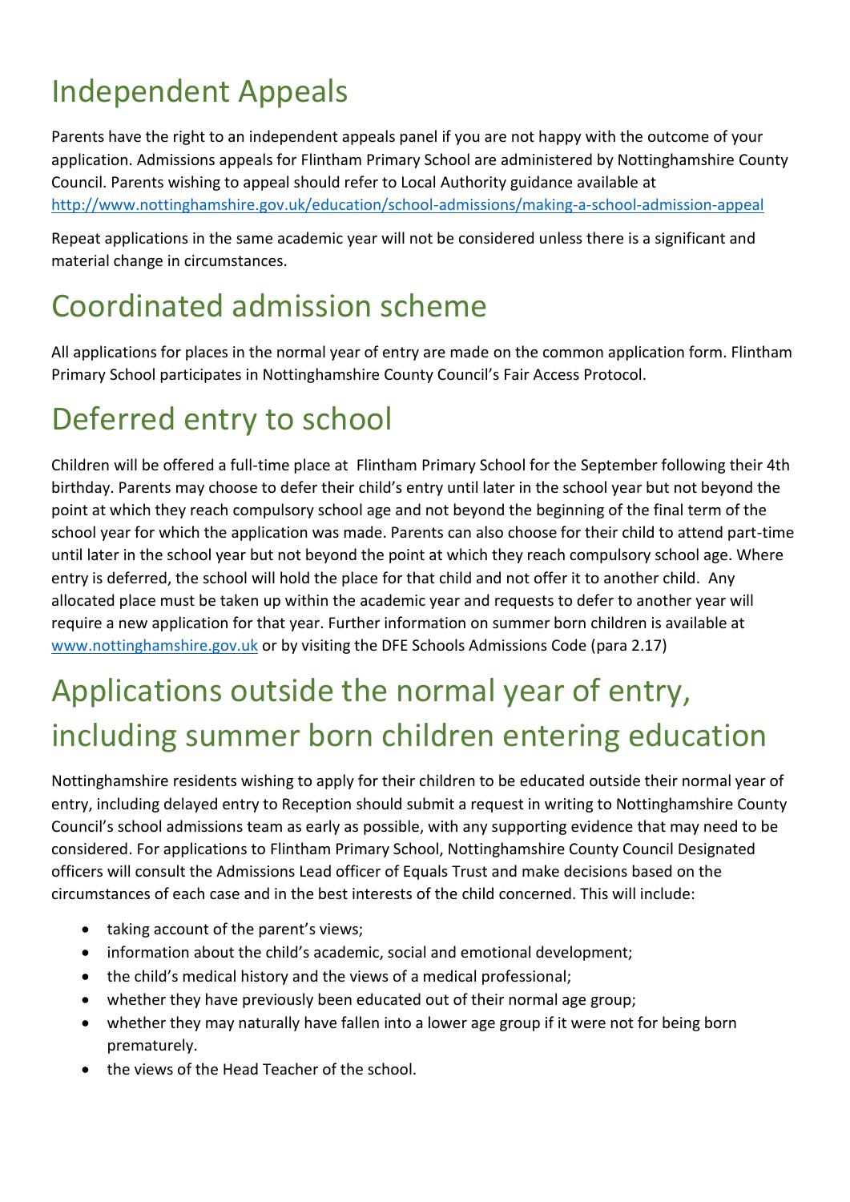# Independent Appeals

Parents have the right to an independent appeals panel if you are not happy with the outcome of your application. Admissions appeals for Flintham Primary School are administered by Nottinghamshire County Council. Parents wishing to appeal should refer to Local Authority guidance available at [http://www.nottinghamshire.gov.uk/education/school-admissions/making-a-school-admission-appeal](http://www.nottinghamshire.gov.uk/education/school-admissions/making-a-school-admission-appeal)

Repeat applications in the same academic year will not be considered unless there is a significant and material change in circumstances.

# Coordinated admission scheme

All applications for places in the normal year of entry are made on the common application form. Flintham Primary School participates in Nottinghamshire County Council's Fair Access Protocol.

# Deferred entry to school

Children will be offered a full-time place at Flintham Primary School for the September following their 4th birthday. Parents may choose to defer their child's entry until later in the school year but not beyond the point at which they reach compulsory school age and not beyond the beginning of the final term of the school year for which the application was made. Parents can also choose for their child to attend part-time until later in the school year but not beyond the point at which they reach compulsory school age. Where entry is deferred, the school will hold the place for that child and not offer it to another child. Any allocated place must be taken up within the academic year and requests to defer to another year will require a new application for that year. Further information on summer born children is available at [www.nottinghamshire.gov.uk](http://www.nottinghamshire.gov.uk) or by visiting the DFE Schools Admissions Code (para 2.17)

# Applications outside the normal year of entry, including summer born children entering education

Nottinghamshire residents wishing to apply for their children to be educated outside their normal year of entry, including delayed entry to Reception should submit a request in writing to Nottinghamshire County Council's school admissions team as early as possible, with any supporting evidence that may need to be considered. For applications to Flintham Primary School, Nottinghamshire County Council Designated officers will consult the Admissions Lead officer of Equals Trust and make decisions based on the circumstances of each case and in the best interests of the child concerned. This will include:

- taking account of the parent's views;
- information about the child's academic, social and emotional development;
- the child's medical history and the views of a medical professional;
- whether they have previously been educated out of their normal age group;
- whether they may naturally have fallen into a lower age group if it were not for being born prematurely.
- the views of the Head Teacher of the school.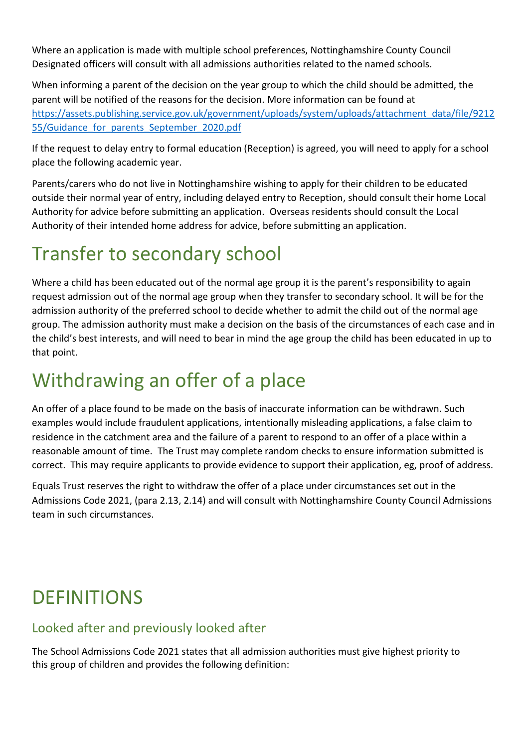Where an application is made with multiple school preferences, Nottinghamshire County Council Designated officers will consult with all admissions authorities related to the named schools.

When informing a parent of the decision on the year group to which the child should be admitted, the parent will be notified of the reasons for the decision. More information can be found at https://assets.publishing.service.gov.uk/government/uploads/system/uploads/attachment_data/file/921255/Guidance_for_parents_September_2020.pdf

If the request to delay entry to formal education (Reception) is agreed, you will need to apply for a school place the following academic year.

Parents/carers who do not live in Nottinghamshire wishing to apply for their children to be educated outside their normal year of entry, including delayed entry to Reception, should consult their home Local Authority for advice before submitting an application.  Overseas residents should consult the Local Authority of their intended home address for advice, before submitting an application.

# Transfer to secondary school

Where a child has been educated out of the normal age group it is the parent's responsibility to again request admission out of the normal age group when they transfer to secondary school. It will be for the admission authority of the preferred school to decide whether to admit the child out of the normal age group. The admission authority must make a decision on the basis of the circumstances of each case and in the child's best interests, and will need to bear in mind the age group the child has been educated in up to that point.

# Withdrawing an offer of a place

An offer of a place found to be made on the basis of inaccurate information can be withdrawn. Such examples would include fraudulent applications, intentionally misleading applications, a false claim to residence in the catchment area and the failure of a parent to respond to an offer of a place within a reasonable amount of time.  The Trust may complete random checks to ensure information submitted is correct.  This may require applicants to provide evidence to support their application, eg, proof of address.

Equals Trust reserves the right to withdraw the offer of a place under circumstances set out in the Admissions Code 2021, (para 2.13, 2.14) and will consult with Nottinghamshire County Council Admissions team in such circumstances.

# DEFINITIONS

## Looked after and previously looked after

The School Admissions Code 2021 states that all admission authorities must give highest priority to this group of children and provides the following definition: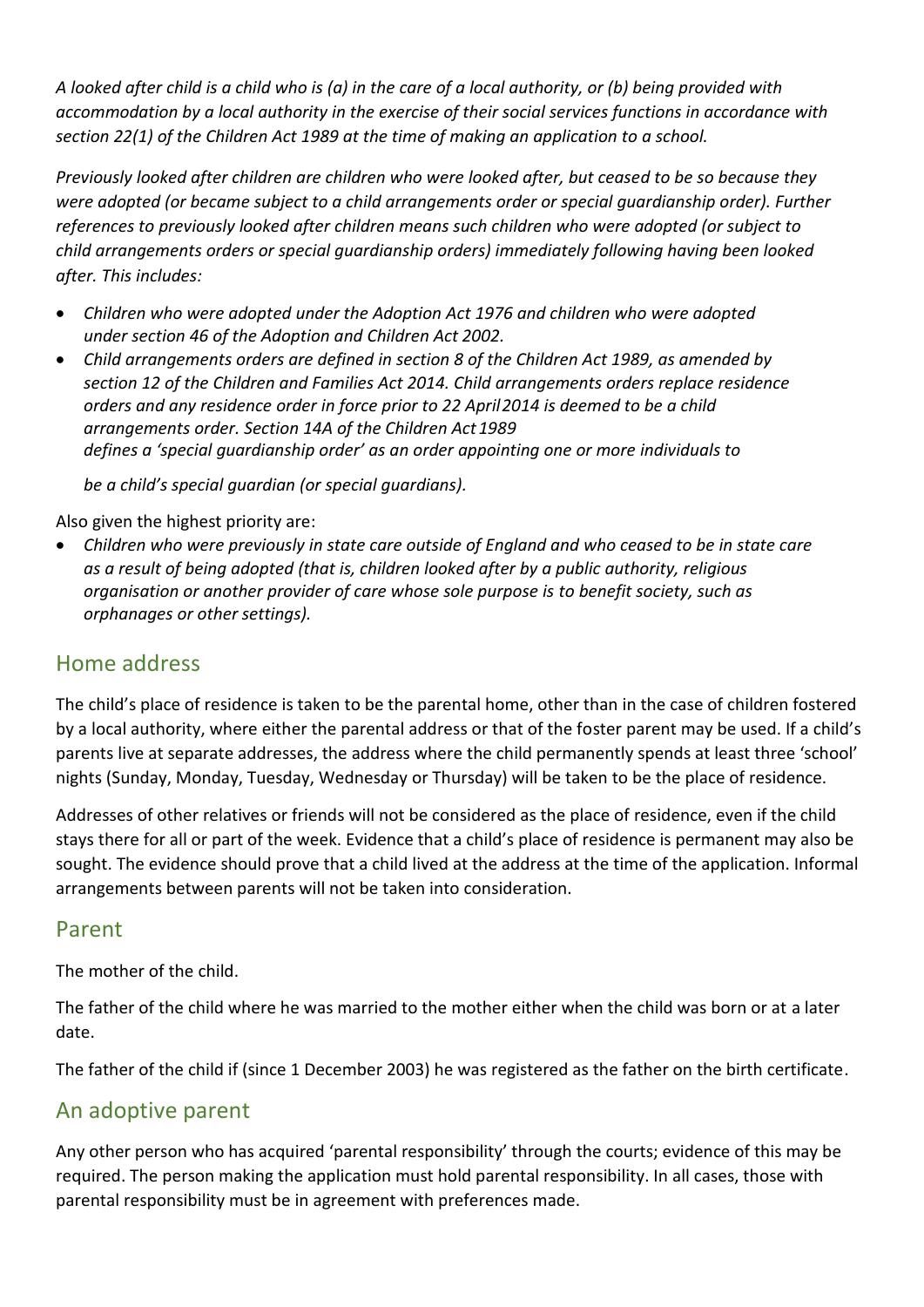*A looked after child is a child who is (a) in the care of a local authority, or (b) being provided with accommodation by a local authority in the exercise of their social services functions in accordance with section 22(1) of the Children Act 1989 at the time of making an application to a school.*

*Previously looked after children are children who were looked after, but ceased to be so because they were adopted (or became subject to a child arrangements order or special guardianship order). Further references to previously looked after children means such children who were adopted (or subject to child arrangements orders or special guardianship orders) immediately following having been looked after. This includes:*

- *Children who were adopted under the Adoption Act 1976 and children who were adopted under section 46 of the Adoption and Children Act 2002.*
- *Child arrangements orders are defined in section 8 of the Children Act 1989, as amended by section 12 of the Children and Families Act 2014. Child arrangements orders replace residence orders and any residence order in force prior to 22 April 2014 is deemed to be a child arrangements order. Section 14A of the Children Act 1989 defines a 'special guardianship order' as an order appointing one or more individuals to*

  *be a child's special guardian (or special guardians).*

Also given the highest priority are:

- *Children who were previously in state care outside of England and who ceased to be in state care as a result of being adopted (that is, children looked after by a public authority, religious organisation or another provider of care whose sole purpose is to benefit society, such as orphanages or other settings).*

## Home address

The child's place of residence is taken to be the parental home, other than in the case of children fostered by a local authority, where either the parental address or that of the foster parent may be used. If a child's parents live at separate addresses, the address where the child permanently spends at least three 'school' nights (Sunday, Monday, Tuesday, Wednesday or Thursday) will be taken to be the place of residence.

Addresses of other relatives or friends will not be considered as the place of residence, even if the child stays there for all or part of the week. Evidence that a child's place of residence is permanent may also be sought. The evidence should prove that a child lived at the address at the time of the application. Informal arrangements between parents will not be taken into consideration.

## Parent

The mother of the child.

The father of the child where he was married to the mother either when the child was born or at a later date.

The father of the child if (since 1 December 2003) he was registered as the father on the birth certificate.

## An adoptive parent

Any other person who has acquired 'parental responsibility' through the courts; evidence of this may be required. The person making the application must hold parental responsibility. In all cases, those with parental responsibility must be in agreement with preferences made.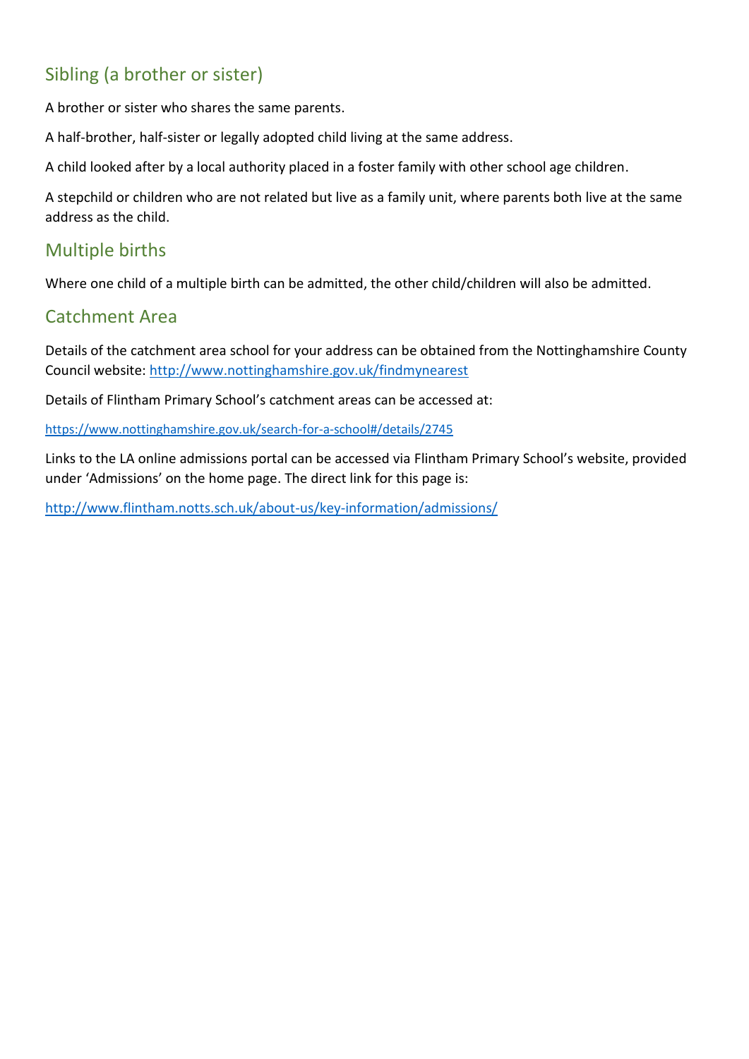## Sibling (a brother or sister)

A brother or sister who shares the same parents.

A half-brother, half-sister or legally adopted child living at the same address.

A child looked after by a local authority placed in a foster family with other school age children.

A stepchild or children who are not related but live as a family unit, where parents both live at the same address as the child.

## Multiple births

Where one child of a multiple birth can be admitted, the other child/children will also be admitted.

## Catchment Area

Details of the catchment area school for your address can be obtained from the Nottinghamshire County Council website: http://www.nottinghamshire.gov.uk/findmynearest

Details of Flintham Primary School's catchment areas can be accessed at:

https://www.nottinghamshire.gov.uk/search-for-a-school#/details/2745

Links to the LA online admissions portal can be accessed via Flintham Primary School's website, provided under 'Admissions' on the home page. The direct link for this page is:

http://www.flintham.notts.sch.uk/about-us/key-information/admissions/